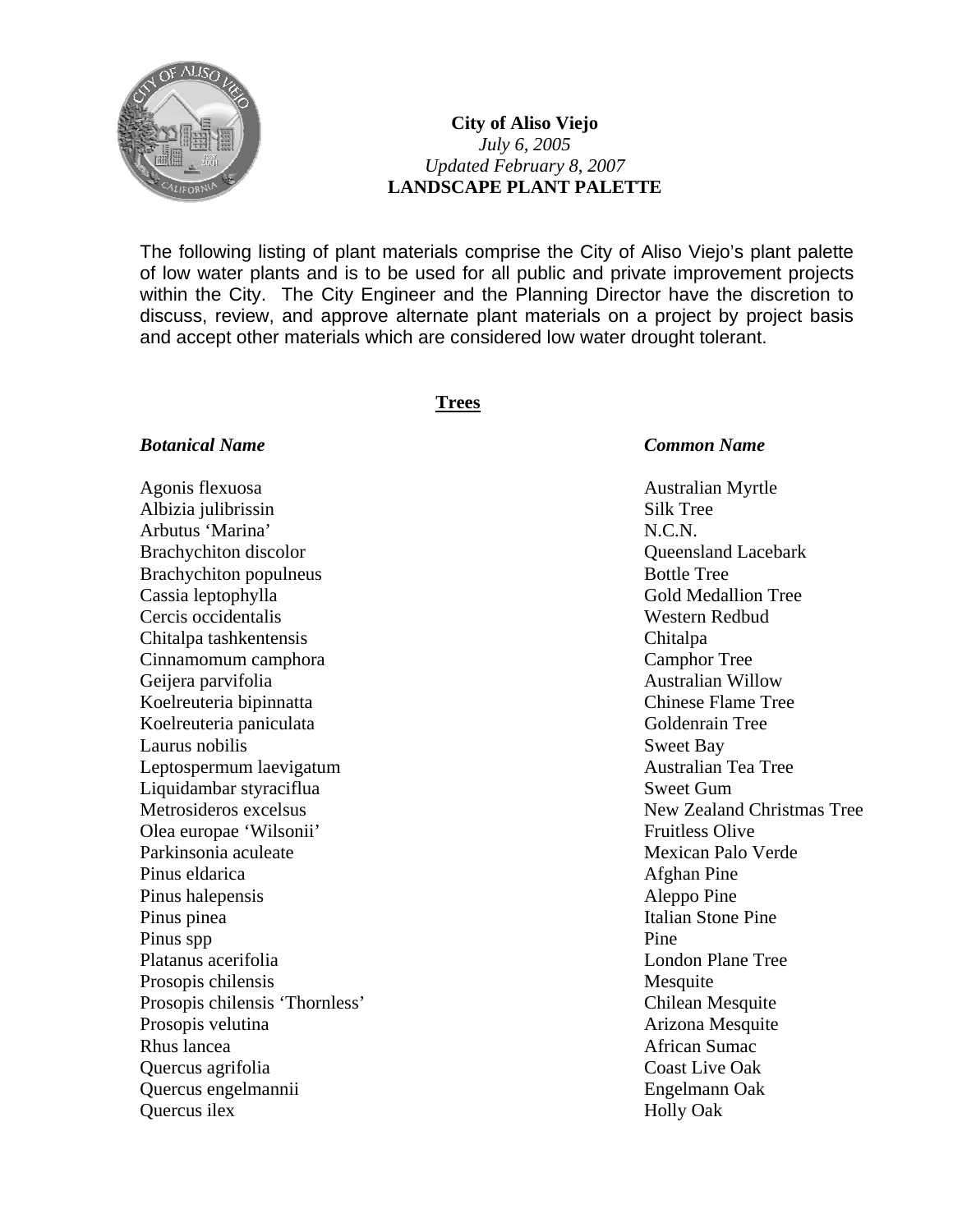**City of Aliso Viejo**
*July 6, 2005*
*Updated February 8, 2007*
**LANDSCAPE PLANT PALETTE**

The following listing of plant materials comprise the City of Aliso Viejo's plant palette of low water plants and is to be used for all public and private improvement projects within the City. The City Engineer and the Planning Director have the discretion to discuss, review, and approve alternate plant materials on a project by project basis and accept other materials which are considered low water drought tolerant.

## Trees

| *Botanical Name* | *Common Name* |
|---|---|
| Agonis flexuosa | Australian Myrtle |
| Albizia julibrissin | Silk Tree |
| Arbutus 'Marina' | N.C.N. |
| Brachychiton discolor | Queensland Lacebark |
| Brachychiton populneus | Bottle Tree |
| Cassia leptophylla | Gold Medallion Tree |
| Cercis occidentalis | Western Redbud |
| Chitalpa tashkentensis | Chitalpa |
| Cinnamomum camphora | Camphor Tree |
| Geijera parvifolia | Australian Willow |
| Koelreuteria bipinnatta | Chinese Flame Tree |
| Koelreuteria paniculata | Goldenrain Tree |
| Laurus nobilis | Sweet Bay |
| Leptospermum laevigatum | Australian Tea Tree |
| Liquidambar styraciflua | Sweet Gum |
| Metrosideros excelsus | New Zealand Christmas Tree |
| Olea europae 'Wilsonii' | Fruitless Olive |
| Parkinsonia aculeate | Mexican Palo Verde |
| Pinus eldarica | Afghan Pine |
| Pinus halepensis | Aleppo Pine |
| Pinus pinea | Italian Stone Pine |
| Pinus spp | Pine |
| Platanus acerifolia | London Plane Tree |
| Prosopis chilensis | Mesquite |
| Prosopis chilensis 'Thornless' | Chilean Mesquite |
| Prosopis velutina | Arizona Mesquite |
| Rhus lancea | African Sumac |
| Quercus agrifolia | Coast Live Oak |
| Quercus engelmannii | Engelmann Oak |
| Quercus ilex | Holly Oak |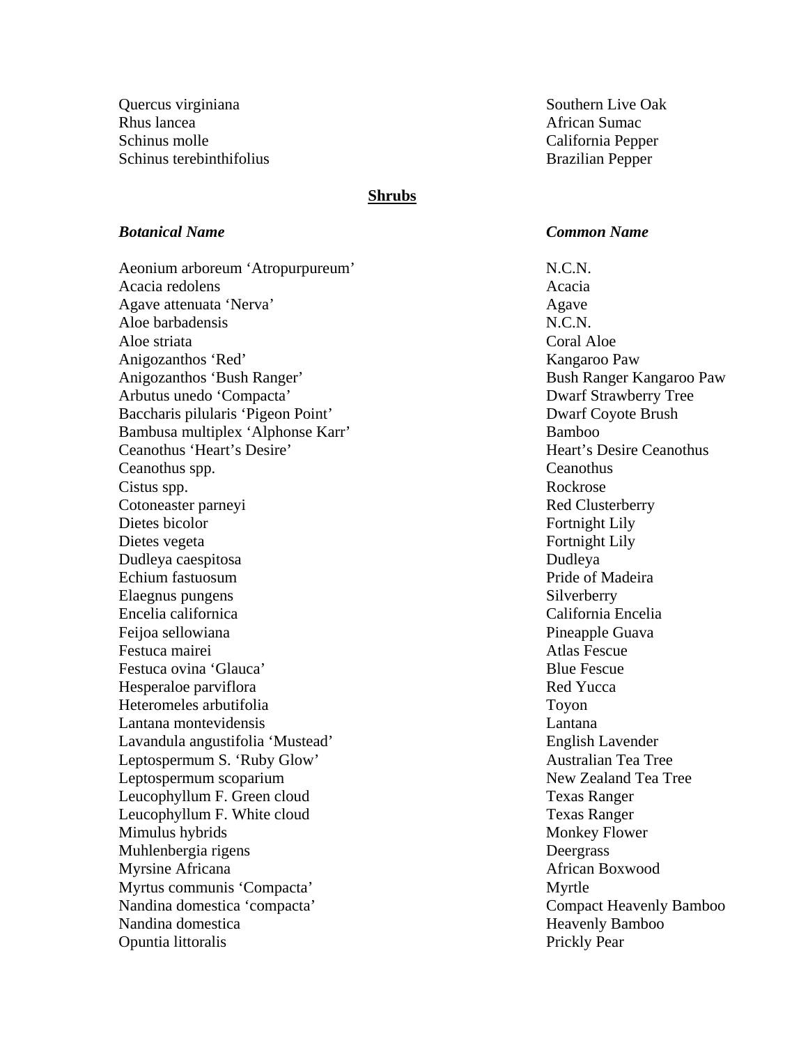| | |
|---|---|
| Quercus virginiana | Southern Live Oak |
| Rhus lancea | African Sumac |
| Schinus molle | California Pepper |
| Schinus terebinthifolius | Brazilian Pepper |

## Shrubs

| ***Botanical Name*** | ***Common Name*** |
|---|---|
| Aeonium arboreum ‘Atropurpureum’ | N.C.N. |
| Acacia redolens | Acacia |
| Agave attenuata ‘Nerva’ | Agave |
| Aloe barbadensis | N.C.N. |
| Aloe striata | Coral Aloe |
| Anigozanthos ‘Red’ | Kangaroo Paw |
| Anigozanthos ‘Bush Ranger’ | Bush Ranger Kangaroo Paw |
| Arbutus unedo ‘Compacta’ | Dwarf Strawberry Tree |
| Baccharis pilularis ‘Pigeon Point’ | Dwarf Coyote Brush |
| Bambusa multiplex ‘Alphonse Karr’ | Bamboo |
| Ceanothus ‘Heart’s Desire’ | Heart’s Desire Ceanothus |
| Ceanothus spp. | Ceanothus |
| Cistus spp. | Rockrose |
| Cotoneaster parneyi | Red Clusterberry |
| Dietes bicolor | Fortnight Lily |
| Dietes vegeta | Fortnight Lily |
| Dudleya caespitosa | Dudleya |
| Echium fastuosum | Pride of Madeira |
| Elaegnus pungens | Silverberry |
| Encelia californica | California Encelia |
| Feijoa sellowiana | Pineapple Guava |
| Festuca mairei | Atlas Fescue |
| Festuca ovina ‘Glauca’ | Blue Fescue |
| Hesperaloe parviflora | Red Yucca |
| Heteromeles arbutifolia | Toyon |
| Lantana montevidensis | Lantana |
| Lavandula angustifolia ‘Mustead’ | English Lavender |
| Leptospermum S. ‘Ruby Glow’ | Australian Tea Tree |
| Leptospermum scoparium | New Zealand Tea Tree |
| Leucophyllum F. Green cloud | Texas Ranger |
| Leucophyllum F. White cloud | Texas Ranger |
| Mimulus hybrids | Monkey Flower |
| Muhlenbergia rigens | Deergrass |
| Myrsine Africana | African Boxwood |
| Myrtus communis ‘Compacta’ | Myrtle |
| Nandina domestica ‘compacta’ | Compact Heavenly Bamboo |
| Nandina domestica | Heavenly Bamboo |
| Opuntia littoralis | Prickly Pear |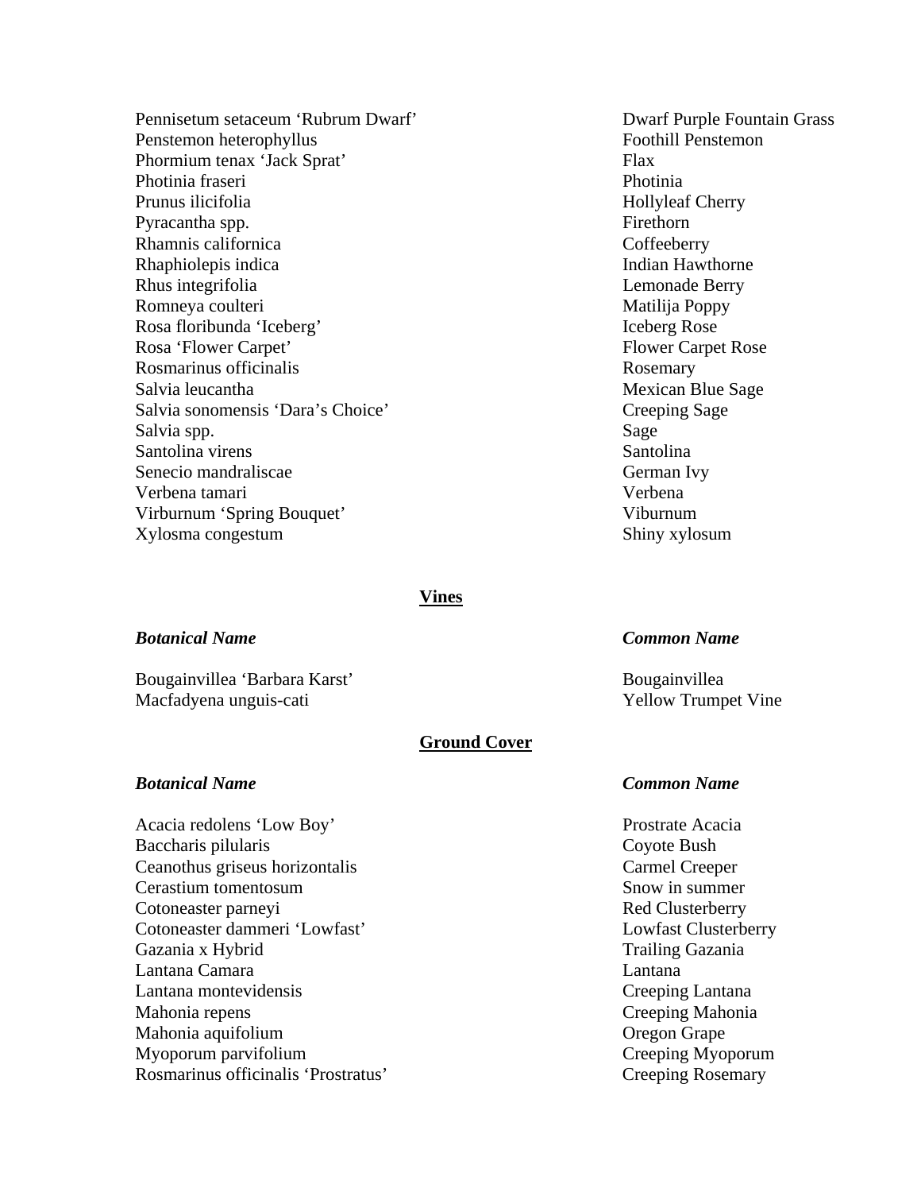| | |
|---|---|
| Pennisetum setaceum ‘Rubrum Dwarf’ | Dwarf Purple Fountain Grass |
| Penstemon heterophyllus | Foothill Penstemon |
| Phormium tenax ‘Jack Sprat’ | Flax |
| Photinia fraseri | Photinia |
| Prunus ilicifolia | Hollyleaf Cherry |
| Pyracantha spp. | Firethorn |
| Rhamnis californica | Coffeeberry |
| Rhaphiolepis indica | Indian Hawthorne |
| Rhus integrifolia | Lemonade Berry |
| Romneya coulteri | Matilija Poppy |
| Rosa floribunda ‘Iceberg’ | Iceberg Rose |
| Rosa ‘Flower Carpet’ | Flower Carpet Rose |
| Rosmarinus officinalis | Rosemary |
| Salvia leucantha | Mexican Blue Sage |
| Salvia sonomensis ‘Dara’s Choice’ | Creeping Sage |
| Salvia spp. | Sage |
| Santolina virens | Santolina |
| Senecio mandraliscae | German Ivy |
| Verbena tamari | Verbena |
| Virburnum ‘Spring Bouquet’ | Viburnum |
| Xylosma congestum | Shiny xylosum |

## Vines

| ***Botanical Name*** | ***Common Name*** |
|---|---|
| Bougainvillea ‘Barbara Karst’ | Bougainvillea |
| Macfadyena unguis-cati | Yellow Trumpet Vine |

## Ground Cover

| ***Botanical Name*** | ***Common Name*** |
|---|---|
| Acacia redolens ‘Low Boy’ | Prostrate Acacia |
| Baccharis pilularis | Coyote Bush |
| Ceanothus griseus horizontalis | Carmel Creeper |
| Cerastium tomentosum | Snow in summer |
| Cotoneaster parneyi | Red Clusterberry |
| Cotoneaster dammeri ‘Lowfast’ | Lowfast Clusterberry |
| Gazania x Hybrid | Trailing Gazania |
| Lantana Camara | Lantana |
| Lantana montevidensis | Creeping Lantana |
| Mahonia repens | Creeping Mahonia |
| Mahonia aquifolium | Oregon Grape |
| Myoporum parvifolium | Creeping Myoporum |
| Rosmarinus officinalis ‘Prostratus’ | Creeping Rosemary |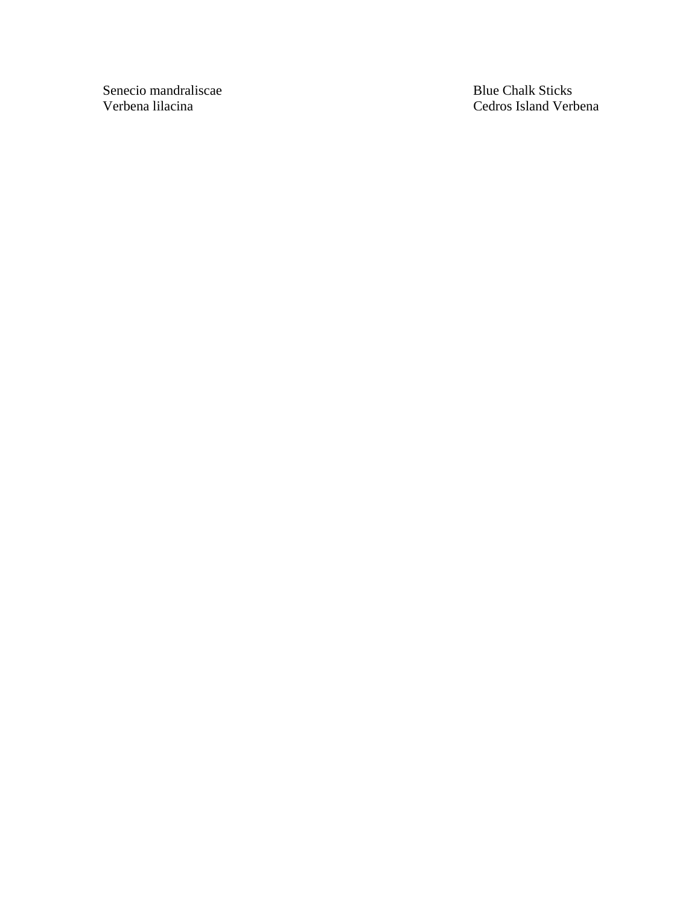| | |
|---|---|
| Senecio mandraliscae | Blue Chalk Sticks |
| Verbena lilacina | Cedros Island Verbena |